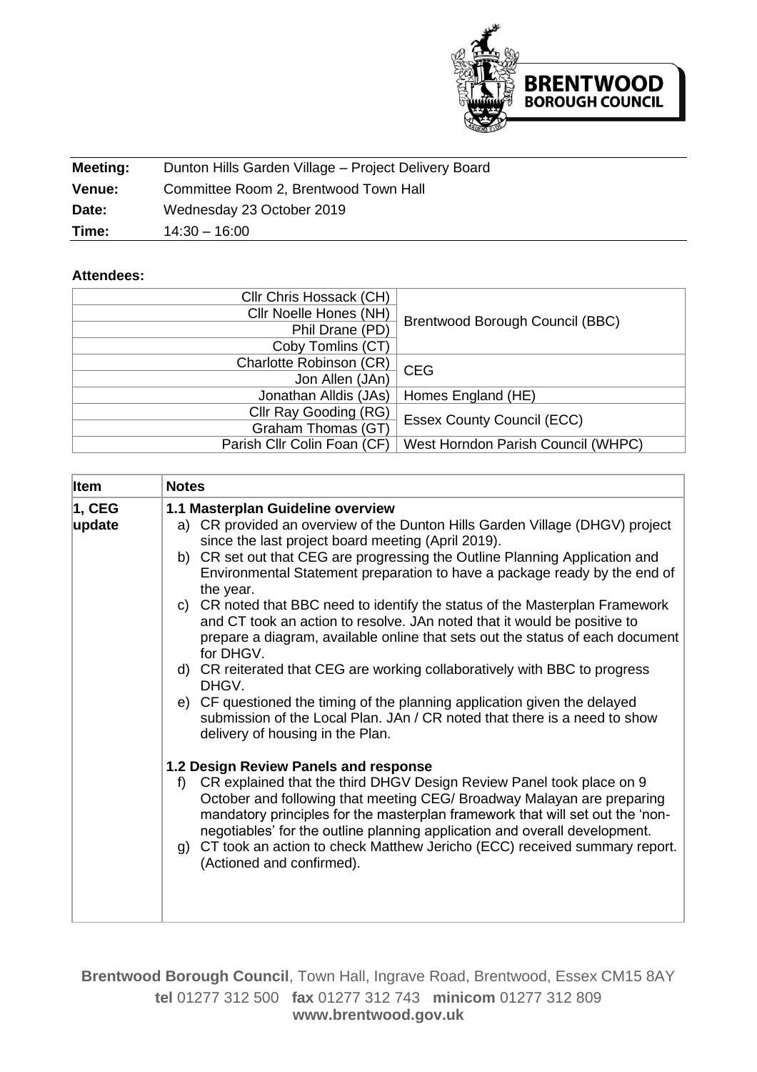| **Meeting:** | Dunton Hills Garden Village – Project Delivery Board |
|---|---|
| **Venue:** | Committee Room 2, Brentwood Town Hall |
| **Date:** | Wednesday 23 October 2019 |
| **Time:** | 14:30 – 16:00 |

**Attendees:**

| | |
|---|---|
| Cllr Chris Hossack (CH) | Brentwood Borough Council (BBC) |
| Cllr Noelle Hones (NH) | |
| Phil Drane (PD) | |
| Coby Tomlins (CT) | |
| Charlotte Robinson (CR) | CEG |
| Jon Allen (JAn) | |
| Jonathan Alldis (JAs) | Homes England (HE) |
| Cllr Ray Gooding (RG) | Essex County Council (ECC) |
| Graham Thomas (GT) | |
| Parish Cllr Colin Foan (CF) | West Horndon Parish Council (WHPC) |

| Item | Notes |
|---|---|
| **1, CEG update** | **1.1 Masterplan Guideline overview**<br>a) CR provided an overview of the Dunton Hills Garden Village (DHGV) project since the last project board meeting (April 2019).<br>b) CR set out that CEG are progressing the Outline Planning Application and Environmental Statement preparation to have a package ready by the end of the year.<br>c) CR noted that BBC need to identify the status of the Masterplan Framework and CT took an action to resolve. JAn noted that it would be positive to prepare a diagram, available online that sets out the status of each document for DHGV.<br>d) CR reiterated that CEG are working collaboratively with BBC to progress DHGV.<br>e) CF questioned the timing of the planning application given the delayed submission of the Local Plan. JAn / CR noted that there is a need to show delivery of housing in the Plan.<br><br>**1.2 Design Review Panels and response**<br>f) CR explained that the third DHGV Design Review Panel took place on 9 October and following that meeting CEG/ Broadway Malayan are preparing mandatory principles for the masterplan framework that will set out the 'non-negotiables' for the outline planning application and overall development.<br>g) CT took an action to check Matthew Jericho (ECC) received summary report. (Actioned and confirmed). |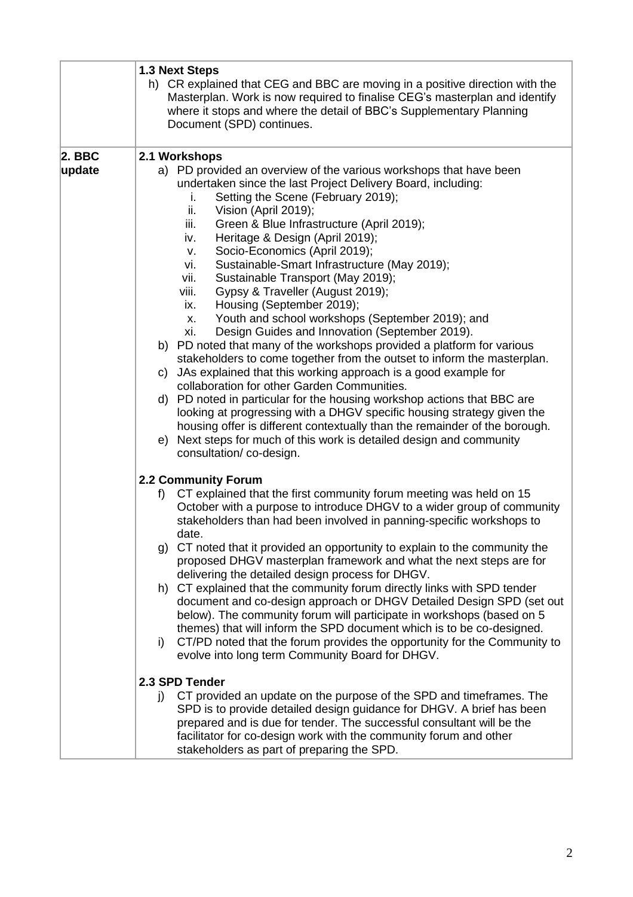| | |
|---|---|
| | **1.3 Next Steps**<br>h) CR explained that CEG and BBC are moving in a positive direction with the Masterplan. Work is now required to finalise CEG's masterplan and identify where it stops and where the detail of BBC's Supplementary Planning Document (SPD) continues. |
| **2. BBC update** | **2.1 Workshops**<br>a) PD provided an overview of the various workshops that have been undertaken since the last Project Delivery Board, including:<br>i. Setting the Scene (February 2019);<br>ii. Vision (April 2019);<br>iii. Green & Blue Infrastructure (April 2019);<br>iv. Heritage & Design (April 2019);<br>v. Socio-Economics (April 2019);<br>vi. Sustainable-Smart Infrastructure (May 2019);<br>vii. Sustainable Transport (May 2019);<br>viii. Gypsy & Traveller (August 2019);<br>ix. Housing (September 2019);<br>x. Youth and school workshops (September 2019); and<br>xi. Design Guides and Innovation (September 2019).<br>b) PD noted that many of the workshops provided a platform for various stakeholders to come together from the outset to inform the masterplan.<br>c) JAs explained that this working approach is a good example for collaboration for other Garden Communities.<br>d) PD noted in particular for the housing workshop actions that BBC are looking at progressing with a DHGV specific housing strategy given the housing offer is different contextually than the remainder of the borough.<br>e) Next steps for much of this work is detailed design and community consultation/ co-design.<br><br>**2.2 Community Forum**<br>f) CT explained that the first community forum meeting was held on 15 October with a purpose to introduce DHGV to a wider group of community stakeholders than had been involved in panning-specific workshops to date.<br>g) CT noted that it provided an opportunity to explain to the community the proposed DHGV masterplan framework and what the next steps are for delivering the detailed design process for DHGV.<br>h) CT explained that the community forum directly links with SPD tender document and co-design approach or DHGV Detailed Design SPD (set out below). The community forum will participate in workshops (based on 5 themes) that will inform the SPD document which is to be co-designed.<br>i) CT/PD noted that the forum provides the opportunity for the Community to evolve into long term Community Board for DHGV.<br><br>**2.3 SPD Tender**<br>j) CT provided an update on the purpose of the SPD and timeframes. The SPD is to provide detailed design guidance for DHGV. A brief has been prepared and is due for tender. The successful consultant will be the facilitator for co-design work with the community forum and other stakeholders as part of preparing the SPD. |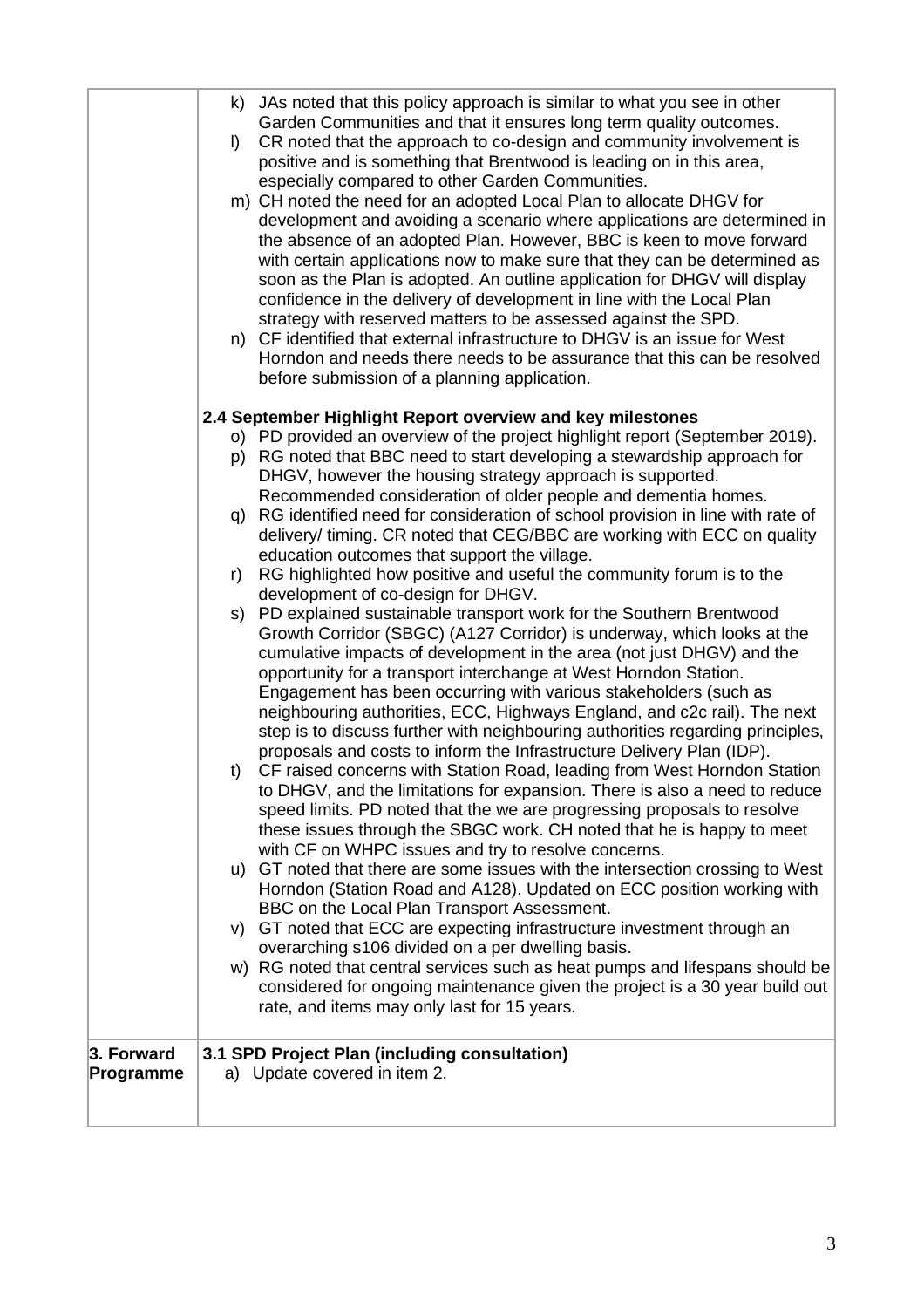| | |
|---|---|
| | k) JAs noted that this policy approach is similar to what you see in other Garden Communities and that it ensures long term quality outcomes.<br>l) CR noted that the approach to co-design and community involvement is positive and is something that Brentwood is leading on in this area, especially compared to other Garden Communities.<br>m) CH noted the need for an adopted Local Plan to allocate DHGV for development and avoiding a scenario where applications are determined in the absence of an adopted Plan. However, BBC is keen to move forward with certain applications now to make sure that they can be determined as soon as the Plan is adopted. An outline application for DHGV will display confidence in the delivery of development in line with the Local Plan strategy with reserved matters to be assessed against the SPD.<br>n) CF identified that external infrastructure to DHGV is an issue for West Horndon and needs there needs to be assurance that this can be resolved before submission of a planning application.<br><br>**2.4 September Highlight Report overview and key milestones**<br>o) PD provided an overview of the project highlight report (September 2019).<br>p) RG noted that BBC need to start developing a stewardship approach for DHGV, however the housing strategy approach is supported. Recommended consideration of older people and dementia homes.<br>q) RG identified need for consideration of school provision in line with rate of delivery/ timing. CR noted that CEG/BBC are working with ECC on quality education outcomes that support the village.<br>r) RG highlighted how positive and useful the community forum is to the development of co-design for DHGV.<br>s) PD explained sustainable transport work for the Southern Brentwood Growth Corridor (SBGC) (A127 Corridor) is underway, which looks at the cumulative impacts of development in the area (not just DHGV) and the opportunity for a transport interchange at West Horndon Station. Engagement has been occurring with various stakeholders (such as neighbouring authorities, ECC, Highways England, and c2c rail). The next step is to discuss further with neighbouring authorities regarding principles, proposals and costs to inform the Infrastructure Delivery Plan (IDP).<br>t) CF raised concerns with Station Road, leading from West Horndon Station to DHGV, and the limitations for expansion. There is also a need to reduce speed limits. PD noted that the we are progressing proposals to resolve these issues through the SBGC work. CH noted that he is happy to meet with CF on WHPC issues and try to resolve concerns.<br>u) GT noted that there are some issues with the intersection crossing to West Horndon (Station Road and A128). Updated on ECC position working with BBC on the Local Plan Transport Assessment.<br>v) GT noted that ECC are expecting infrastructure investment through an overarching s106 divided on a per dwelling basis.<br>w) RG noted that central services such as heat pumps and lifespans should be considered for ongoing maintenance given the project is a 30 year build out rate, and items may only last for 15 years. |
| **3. Forward Programme** | **3.1 SPD Project Plan (including consultation)**<br>a) Update covered in item 2. |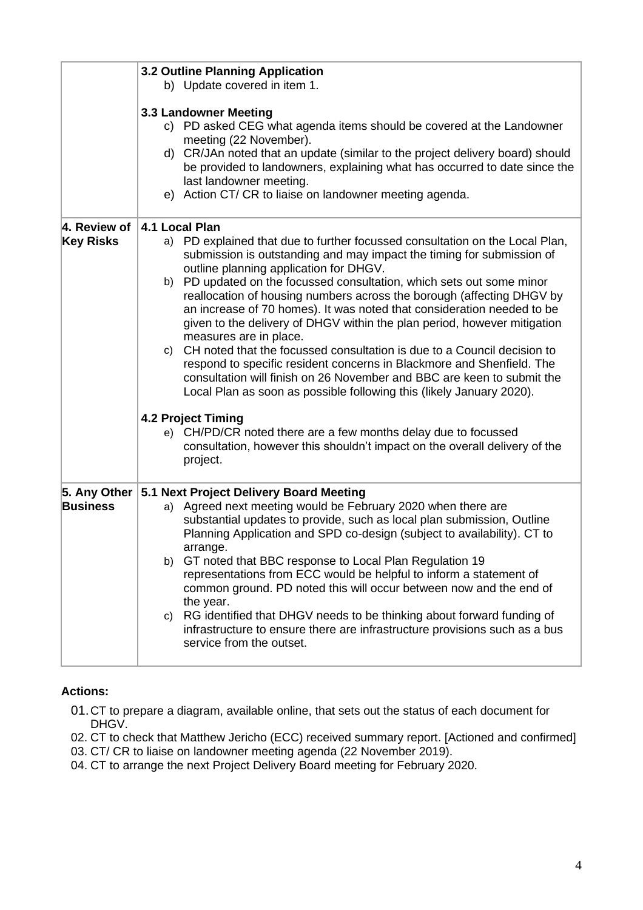| | |
|---|---|
| | **3.2 Outline Planning Application**<br>b) Update covered in item 1.<br><br>**3.3 Landowner Meeting**<br>c) PD asked CEG what agenda items should be covered at the Landowner meeting (22 November).<br>d) CR/JAn noted that an update (similar to the project delivery board) should be provided to landowners, explaining what has occurred to date since the last landowner meeting.<br>e) Action CT/ CR to liaise on landowner meeting agenda. |
| **4. Review of Key Risks** | **4.1 Local Plan**<br>a) PD explained that due to further focussed consultation on the Local Plan, submission is outstanding and may impact the timing for submission of outline planning application for DHGV.<br>b) PD updated on the focussed consultation, which sets out some minor reallocation of housing numbers across the borough (affecting DHGV by an increase of 70 homes). It was noted that consideration needed to be given to the delivery of DHGV within the plan period, however mitigation measures are in place.<br>c) CH noted that the focussed consultation is due to a Council decision to respond to specific resident concerns in Blackmore and Shenfield. The consultation will finish on 26 November and BBC are keen to submit the Local Plan as soon as possible following this (likely January 2020).<br><br>**4.2 Project Timing**<br>e) CH/PD/CR noted there are a few months delay due to focussed consultation, however this shouldn't impact on the overall delivery of the project. |
| **5. Any Other Business** | **5.1 Next Project Delivery Board Meeting**<br>a) Agreed next meeting would be February 2020 when there are substantial updates to provide, such as local plan submission, Outline Planning Application and SPD co-design (subject to availability). CT to arrange.<br>b) GT noted that BBC response to Local Plan Regulation 19 representations from ECC would be helpful to inform a statement of common ground. PD noted this will occur between now and the end of the year.<br>c) RG identified that DHGV needs to be thinking about forward funding of infrastructure to ensure there are infrastructure provisions such as a bus service from the outset. |

**Actions:**

01. CT to prepare a diagram, available online, that sets out the status of each document for DHGV.
02. CT to check that Matthew Jericho (ECC) received summary report. [Actioned and confirmed]
03. CT/ CR to liaise on landowner meeting agenda (22 November 2019).
04. CT to arrange the next Project Delivery Board meeting for February 2020.